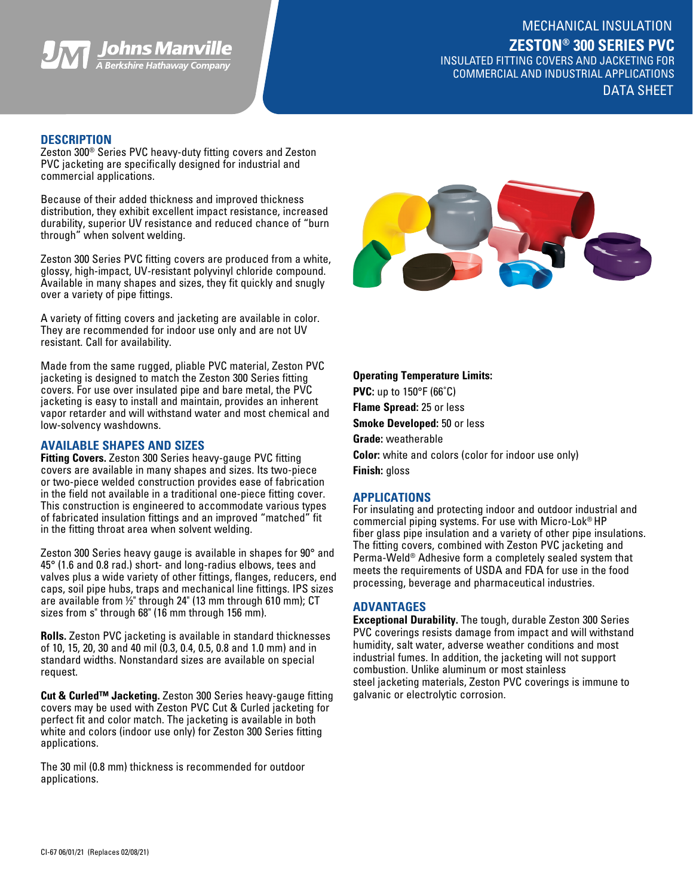MECHANICAL INSULATION

# ZESTON® 300 SERIES PVC

INSULATED FITTING COVERS AND JACKETING FOR COMMERCIAL AND INDUSTRIAL APPLICATIONS

DATA SHEET

## DESCRIPTION

Zeston 300® Series PVC heavy-duty fitting covers and Zeston PVC jacketing are specifically designed for industrial and commercial applications.

Because of their added thickness and improved thickness distribution, they exhibit excellent impact resistance, increased durability, superior UV resistance and reduced chance of "burn through" when solvent welding.

Zeston 300 Series PVC fitting covers are produced from a white, glossy, high-impact, UV-resistant polyvinyl chloride compound. Available in many shapes and sizes, they fit quickly and snugly over a variety of pipe fittings.

A variety of fitting covers and jacketing are available in color. They are recommended for indoor use only and are not UV resistant. Call for availability.

Made from the same rugged, pliable PVC material, Zeston PVC jacketing is designed to match the Zeston 300 Series fitting covers. For use over insulated pipe and bare metal, the PVC jacketing is easy to install and maintain, provides an inherent vapor retarder and will withstand water and most chemical and low-solvency washdowns.

## AVAILABLE SHAPES AND SIZES

**Fitting Covers.** Zeston 300 Series heavy-gauge PVC fitting covers are available in many shapes and sizes. Its two-piece or two-piece welded construction provides ease of fabrication in the field not available in a traditional one-piece fitting cover. This construction is engineered to accommodate various types of fabricated insulation fittings and an improved "matched" fit in the fitting throat area when solvent welding.

Zeston 300 Series heavy gauge is available in shapes for 90° and 45° (1.6 and 0.8 rad.) short- and long-radius elbows, tees and valves plus a wide variety of other fittings, flanges, reducers, end caps, soil pipe hubs, traps and mechanical line fittings. IPS sizes are available from ½" through 24" (13 mm through 610 mm); CT sizes from s" through 68" (16 mm through 156 mm).

**Rolls.** Zeston PVC jacketing is available in standard thicknesses of 10, 15, 20, 30 and 40 mil (0.3, 0.4, 0.5, 0.8 and 1.0 mm) and in standard widths. Nonstandard sizes are available on special request.

**Cut & Curled™ Jacketing.** Zeston 300 Series heavy-gauge fitting covers may be used with Zeston PVC Cut & Curled jacketing for perfect fit and color match. The jacketing is available in both white and colors (indoor use only) for Zeston 300 Series fitting applications.

The 30 mil (0.8 mm) thickness is recommended for outdoor applications.

**Operating Temperature Limits:**

**PVC:** up to 150°F (66˚C)

**Flame Spread:** 25 or less

**Smoke Developed:** 50 or less

**Grade:** weatherable

**Color:** white and colors (color for indoor use only)

**Finish:** gloss

## APPLICATIONS

For insulating and protecting indoor and outdoor industrial and commercial piping systems. For use with Micro-Lok® HP fiber glass pipe insulation and a variety of other pipe insulations. The fitting covers, combined with Zeston PVC jacketing and Perma-Weld® Adhesive form a completely sealed system that meets the requirements of USDA and FDA for use in the food processing, beverage and pharmaceutical industries.

## ADVANTAGES

**Exceptional Durability.** The tough, durable Zeston 300 Series PVC coverings resists damage from impact and will withstand humidity, salt water, adverse weather conditions and most industrial fumes. In addition, the jacketing will not support combustion. Unlike aluminum or most stainless steel jacketing materials, Zeston PVC coverings is immune to galvanic or electrolytic corrosion.

CI-67 06/01/21 (Replaces 02/08/21)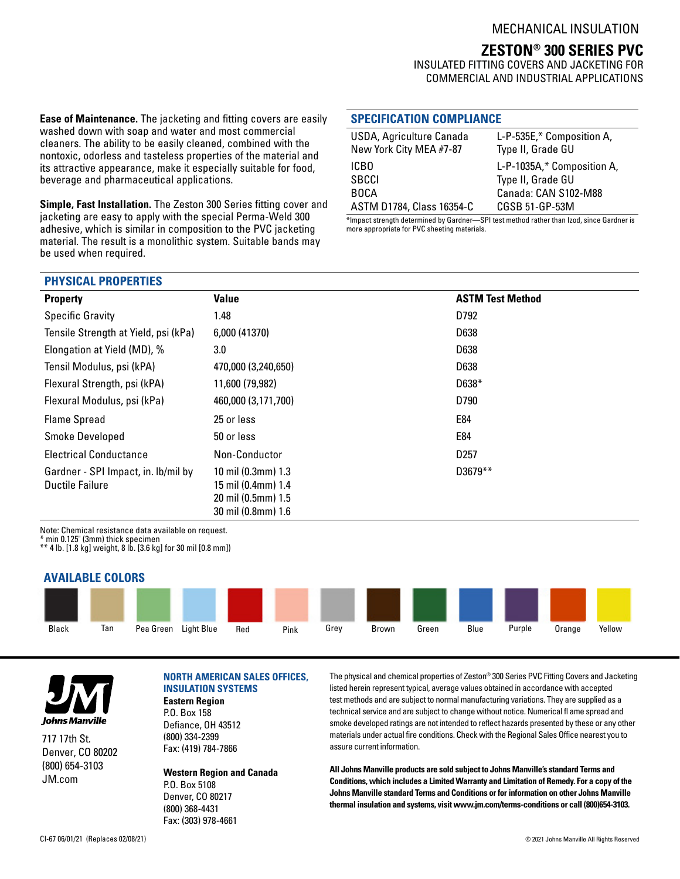MECHANICAL INSULATION

# ZESTON® 300 SERIES PVC

INSULATED FITTING COVERS AND JACKETING FOR COMMERCIAL AND INDUSTRIAL APPLICATIONS

**Ease of Maintenance.** The jacketing and fitting covers are easily washed down with soap and water and most commercial cleaners. The ability to be easily cleaned, combined with the nontoxic, odorless and tasteless properties of the material and its attractive appearance, make it especially suitable for food, beverage and pharmaceutical applications.

**Simple, Fast Installation.** The Zeston 300 Series fitting cover and jacketing are easy to apply with the special Perma-Weld 300 adhesive, which is similar in composition to the PVC jacketing material. The result is a monolithic system. Suitable bands may be used when required.

## SPECIFICATION COMPLIANCE

| | |
|---|---|
| USDA, Agriculture Canada | L-P-535E,* Composition A, |
| New York City MEA #7-87 | Type II, Grade GU |
| ICBO | L-P-1035A,* Composition A, |
| SBCCI | Type II, Grade GU |
| BOCA | Canada: CAN S102-M88 |
| ASTM D1784, Class 16354-C | CGSB 51-GP-53M |

*Impact strength determined by Gardner—SPI test method rather than Izod, since Gardner is more appropriate for PVC sheeting materials.

## PHYSICAL PROPERTIES

| Property | Value | ASTM Test Method |
|---|---|---|
| Specific Gravity | 1.48 | D792 |
| Tensile Strength at Yield, psi (kPa) | 6,000 (41370) | D638 |
| Elongation at Yield (MD), % | 3.0 | D638 |
| Tensil Modulus, psi (kPA) | 470,000 (3,240,650) | D638 |
| Flexural Strength, psi (kPA) | 11,600 (79,982) | D638* |
| Flexural Modulus, psi (kPa) | 460,000 (3,171,700) | D790 |
| Flame Spread | 25 or less | E84 |
| Smoke Developed | 50 or less | E84 |
| Electrical Conductance | Non-Conductor | D257 |
| Gardner - SPI Impact, in. lb/mil by Ductile Failure | 10 mil (0.3mm) 1.3<br>15 mil (0.4mm) 1.4<br>20 mil (0.5mm) 1.5<br>30 mil (0.8mm) 1.6 | D3679** |

Note: Chemical resistance data available on request.
* min 0.125" (3mm) thick specimen
** 4 lb. [1.8 kg] weight, 8 lb. [3.6 kg] for 30 mil [0.8 mm])

## AVAILABLE COLORS

Black, Tan, Pea Green, Light Blue, Red, Pink, Grey, Brown, Green, Blue, Purple, Orange, Yellow

Johns Manville
717 17th St.
Denver, CO 80202
(800) 654-3103
JM.com

**NORTH AMERICAN SALES OFFICES, INSULATION SYSTEMS**

**Eastern Region**
P.O. Box 158
Defiance, OH 43512
(800) 334-2399
Fax: (419) 784-7866

**Western Region and Canada**
P.O. Box 5108
Denver, CO 80217
(800) 368-4431
Fax: (303) 978-4661

The physical and chemical properties of Zeston® 300 Series PVC Fitting Covers and Jacketing listed herein represent typical, average values obtained in accordance with accepted test methods and are subject to normal manufacturing variations. They are supplied as a technical service and are subject to change without notice. Numerical fl ame spread and smoke developed ratings are not intended to reflect hazards presented by these or any other materials under actual fire conditions. Check with the Regional Sales Office nearest you to assure current information.

**All Johns Manville products are sold subject to Johns Manville's standard Terms and Conditions, which includes a Limited Warranty and Limitation of Remedy. For a copy of the Johns Manville standard Terms and Conditions or for information on other Johns Manville thermal insulation and systems, visit www.jm.com/terms-conditions or call (800)654-3103.**

CI-67 06/01/21 (Replaces 02/08/21)

© 2021 Johns Manville All Rights Reserved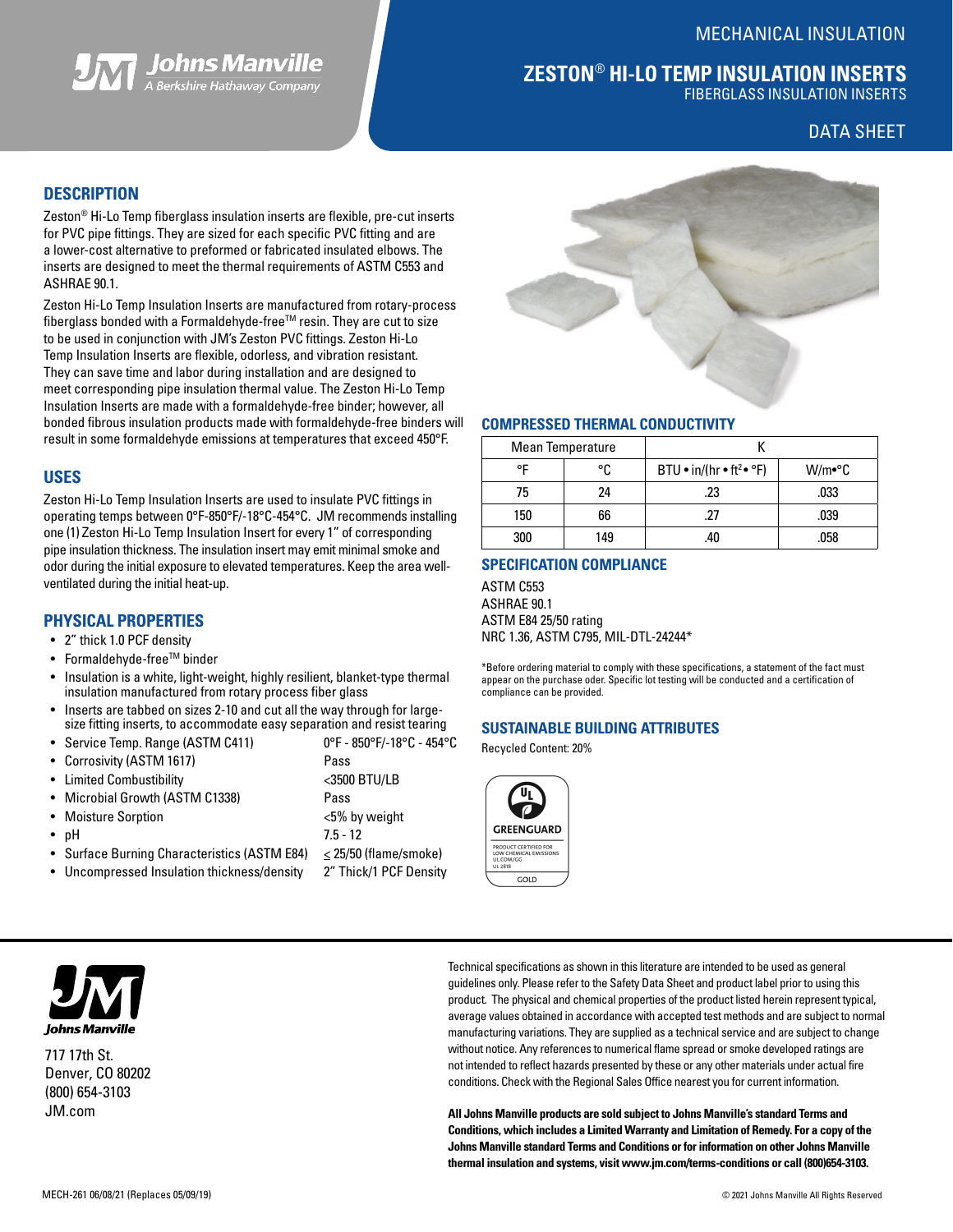MECHANICAL INSULATION

# ZESTON® HI-LO TEMP INSULATION INSERTS

FIBERGLASS INSULATION INSERTS

DATA SHEET

## DESCRIPTION

Zeston® Hi-Lo Temp fiberglass insulation inserts are flexible, pre-cut inserts for PVC pipe fittings. They are sized for each specific PVC fitting and are a lower-cost alternative to preformed or fabricated insulated elbows. The inserts are designed to meet the thermal requirements of ASTM C553 and ASHRAE 90.1.

Zeston Hi-Lo Temp Insulation Inserts are manufactured from rotary-process fiberglass bonded with a Formaldehyde-free™ resin. They are cut to size to be used in conjunction with JM's Zeston PVC fittings. Zeston Hi-Lo Temp Insulation Inserts are flexible, odorless, and vibration resistant. They can save time and labor during installation and are designed to meet corresponding pipe insulation thermal value. The Zeston Hi-Lo Temp Insulation Inserts are made with a formaldehyde-free binder; however, all bonded fibrous insulation products made with formaldehyde-free binders will result in some formaldehyde emissions at temperatures that exceed 450°F.

## USES

Zeston Hi-Lo Temp Insulation Inserts are used to insulate PVC fittings in operating temps between 0°F-850°F/-18°C-454°C. JM recommends installing one (1) Zeston Hi-Lo Temp Insulation Insert for every 1" of corresponding pipe insulation thickness. The insulation insert may emit minimal smoke and odor during the initial exposure to elevated temperatures. Keep the area well-ventilated during the initial heat-up.

## PHYSICAL PROPERTIES

- 2" thick 1.0 PCF density
- Formaldehyde-free™ binder
- Insulation is a white, light-weight, highly resilient, blanket-type thermal insulation manufactured from rotary process fiber glass
- Inserts are tabbed on sizes 2-10 and cut all the way through for large-size fitting inserts, to accommodate easy separation and resist tearing
- Service Temp. Range (ASTM C411) — 0°F - 850°F/-18°C - 454°C
- Corrosivity (ASTM 1617) — Pass
- Limited Combustibility — <3500 BTU/LB
- Microbial Growth (ASTM C1338) — Pass
- Moisture Sorption — <5% by weight
- pH — 7.5 - 12
- Surface Burning Characteristics (ASTM E84) — ≤ 25/50 (flame/smoke)
- Uncompressed Insulation thickness/density — 2" Thick/1 PCF Density

## COMPRESSED THERMAL CONDUCTIVITY

| Mean Temperature | | K | |
|---|---|---|---|
| °F | °C | BTU • in/(hr • ft² • °F) | W/m•°C |
| 75 | 24 | .23 | .033 |
| 150 | 66 | .27 | .039 |
| 300 | 149 | .40 | .058 |

## SPECIFICATION COMPLIANCE

ASTM C553
ASHRAE 90.1
ASTM E84 25/50 rating
NRC 1.36, ASTM C795, MIL-DTL-24244*

*Before ordering material to comply with these specifications, a statement of the fact must appear on the purchase oder. Specific lot testing will be conducted and a certification of compliance can be provided.

## SUSTAINABLE BUILDING ATTRIBUTES

Recycled Content: 20%

GREENGUARD
PRODUCT CERTIFIED FOR LOW CHEMICAL EMISSIONS
UL.COM/GG
UL 2818
GOLD

Johns Manville
717 17th St.
Denver, CO 80202
(800) 654-3103
JM.com

Technical specifications as shown in this literature are intended to be used as general guidelines only. Please refer to the Safety Data Sheet and product label prior to using this product. The physical and chemical properties of the product listed herein represent typical, average values obtained in accordance with accepted test methods and are subject to normal manufacturing variations. They are supplied as a technical service and are subject to change without notice. Any references to numerical flame spread or smoke developed ratings are not intended to reflect hazards presented by these or any other materials under actual fire conditions. Check with the Regional Sales Office nearest you for current information.

**All Johns Manville products are sold subject to Johns Manville's standard Terms and Conditions, which includes a Limited Warranty and Limitation of Remedy. For a copy of the Johns Manville standard Terms and Conditions or for information on other Johns Manville thermal insulation and systems, visit www.jm.com/terms-conditions or call (800)654-3103.**

MECH-261 06/08/21 (Replaces 05/09/19)

© 2021 Johns Manville All Rights Reserved